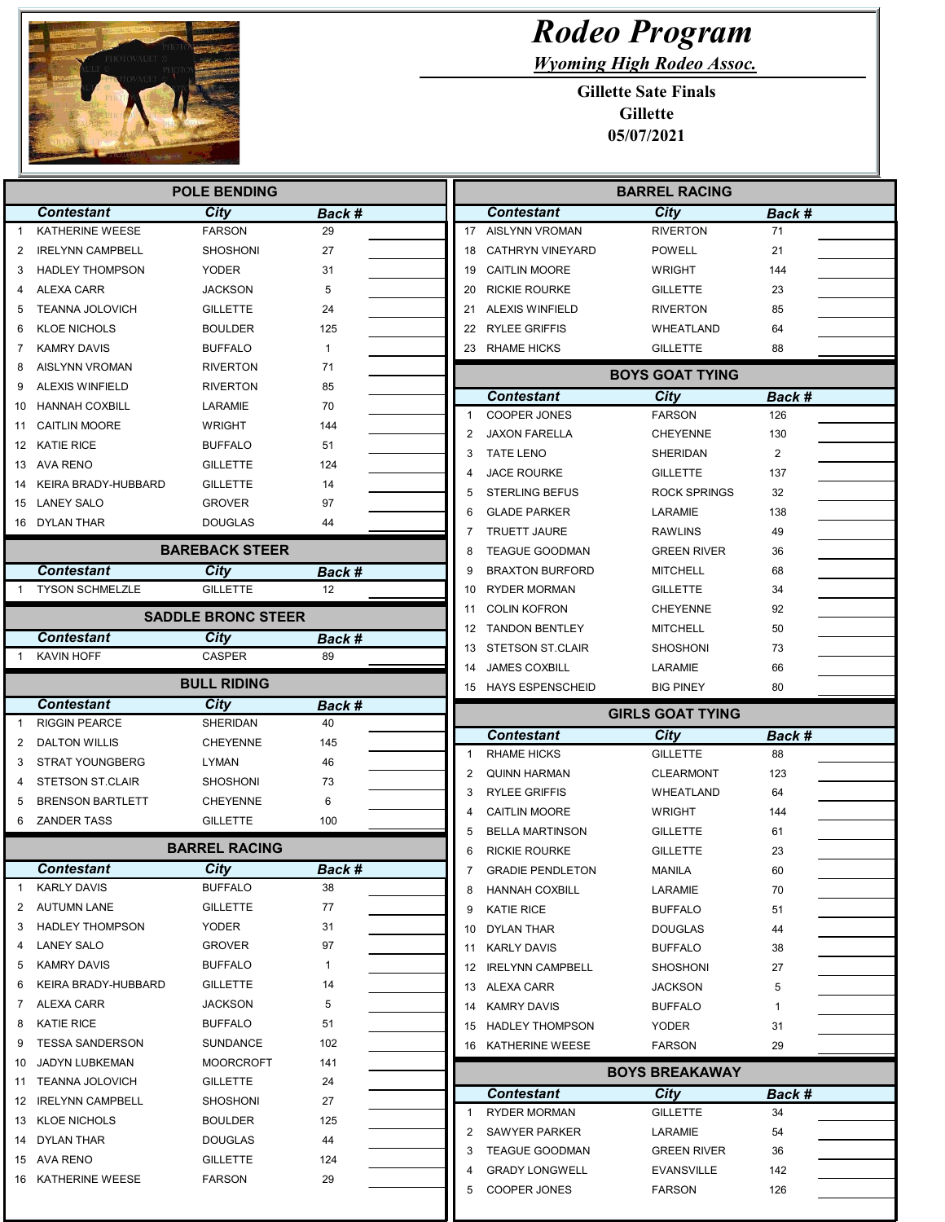# Rodeo Program

***Wyoming High Rodeo Assoc.***

**Gillette Sate Finals**
**Gillette**
**05/07/2021**

## POLE BENDING

| | Contestant | City | Back # | |
|---|---|---|---|---|
| 1 | KATHERINE WEESE | FARSON | 29 | |
| 2 | IRELYNN CAMPBELL | SHOSHONI | 27 | |
| 3 | HADLEY THOMPSON | YODER | 31 | |
| 4 | ALEXA CARR | JACKSON | 5 | |
| 5 | TEANNA JOLOVICH | GILLETTE | 24 | |
| 6 | KLOE NICHOLS | BOULDER | 125 | |
| 7 | KAMRY DAVIS | BUFFALO | 1 | |
| 8 | AISLYNN VROMAN | RIVERTON | 71 | |
| 9 | ALEXIS WINFIELD | RIVERTON | 85 | |
| 10 | HANNAH COXBILL | LARAMIE | 70 | |
| 11 | CAITLIN MOORE | WRIGHT | 144 | |
| 12 | KATIE RICE | BUFFALO | 51 | |
| 13 | AVA RENO | GILLETTE | 124 | |
| 14 | KEIRA BRADY-HUBBARD | GILLETTE | 14 | |
| 15 | LANEY SALO | GROVER | 97 | |
| 16 | DYLAN THAR | DOUGLAS | 44 | |

## BAREBACK STEER

| | Contestant | City | Back # | |
|---|---|---|---|---|
| 1 | TYSON SCHMELZLE | GILLETTE | 12 | |

## SADDLE BRONC STEER

| | Contestant | City | Back # | |
|---|---|---|---|---|
| 1 | KAVIN HOFF | CASPER | 89 | |

## BULL RIDING

| | Contestant | City | Back # | |
|---|---|---|---|---|
| 1 | RIGGIN PEARCE | SHERIDAN | 40 | |
| 2 | DALTON WILLIS | CHEYENNE | 145 | |
| 3 | STRAT YOUNGBERG | LYMAN | 46 | |
| 4 | STETSON ST.CLAIR | SHOSHONI | 73 | |
| 5 | BRENSON BARTLETT | CHEYENNE | 6 | |
| 6 | ZANDER TASS | GILLETTE | 100 | |

## BARREL RACING

| | Contestant | City | Back # | |
|---|---|---|---|---|
| 1 | KARLY DAVIS | BUFFALO | 38 | |
| 2 | AUTUMN LANE | GILLETTE | 77 | |
| 3 | HADLEY THOMPSON | YODER | 31 | |
| 4 | LANEY SALO | GROVER | 97 | |
| 5 | KAMRY DAVIS | BUFFALO | 1 | |
| 6 | KEIRA BRADY-HUBBARD | GILLETTE | 14 | |
| 7 | ALEXA CARR | JACKSON | 5 | |
| 8 | KATIE RICE | BUFFALO | 51 | |
| 9 | TESSA SANDERSON | SUNDANCE | 102 | |
| 10 | JADYN LUBKEMAN | MOORCROFT | 141 | |
| 11 | TEANNA JOLOVICH | GILLETTE | 24 | |
| 12 | IRELYNN CAMPBELL | SHOSHONI | 27 | |
| 13 | KLOE NICHOLS | BOULDER | 125 | |
| 14 | DYLAN THAR | DOUGLAS | 44 | |
| 15 | AVA RENO | GILLETTE | 124 | |
| 16 | KATHERINE WEESE | FARSON | 29 | |
| 17 | AISLYNN VROMAN | RIVERTON | 71 | |
| 18 | CATHRYN VINEYARD | POWELL | 21 | |
| 19 | CAITLIN MOORE | WRIGHT | 144 | |
| 20 | RICKIE ROURKE | GILLETTE | 23 | |
| 21 | ALEXIS WINFIELD | RIVERTON | 85 | |
| 22 | RYLEE GRIFFIS | WHEATLAND | 64 | |
| 23 | RHAME HICKS | GILLETTE | 88 | |

## BOYS GOAT TYING

| | Contestant | City | Back # | |
|---|---|---|---|---|
| 1 | COOPER JONES | FARSON | 126 | |
| 2 | JAXON FARELLA | CHEYENNE | 130 | |
| 3 | TATE LENO | SHERIDAN | 2 | |
| 4 | JACE ROURKE | GILLETTE | 137 | |
| 5 | STERLING BEFUS | ROCK SPRINGS | 32 | |
| 6 | GLADE PARKER | LARAMIE | 138 | |
| 7 | TRUETT JAURE | RAWLINS | 49 | |
| 8 | TEAGUE GOODMAN | GREEN RIVER | 36 | |
| 9 | BRAXTON BURFORD | MITCHELL | 68 | |
| 10 | RYDER MORMAN | GILLETTE | 34 | |
| 11 | COLIN KOFRON | CHEYENNE | 92 | |
| 12 | TANDON BENTLEY | MITCHELL | 50 | |
| 13 | STETSON ST.CLAIR | SHOSHONI | 73 | |
| 14 | JAMES COXBILL | LARAMIE | 66 | |
| 15 | HAYS ESPENSCHEID | BIG PINEY | 80 | |

## GIRLS GOAT TYING

| | Contestant | City | Back # | |
|---|---|---|---|---|
| 1 | RHAME HICKS | GILLETTE | 88 | |
| 2 | QUINN HARMAN | CLEARMONT | 123 | |
| 3 | RYLEE GRIFFIS | WHEATLAND | 64 | |
| 4 | CAITLIN MOORE | WRIGHT | 144 | |
| 5 | BELLA MARTINSON | GILLETTE | 61 | |
| 6 | RICKIE ROURKE | GILLETTE | 23 | |
| 7 | GRADIE PENDLETON | MANILA | 60 | |
| 8 | HANNAH COXBILL | LARAMIE | 70 | |
| 9 | KATIE RICE | BUFFALO | 51 | |
| 10 | DYLAN THAR | DOUGLAS | 44 | |
| 11 | KARLY DAVIS | BUFFALO | 38 | |
| 12 | IRELYNN CAMPBELL | SHOSHONI | 27 | |
| 13 | ALEXA CARR | JACKSON | 5 | |
| 14 | KAMRY DAVIS | BUFFALO | 1 | |
| 15 | HADLEY THOMPSON | YODER | 31 | |
| 16 | KATHERINE WEESE | FARSON | 29 | |

## BOYS BREAKAWAY

| | Contestant | City | Back # | |
|---|---|---|---|---|
| 1 | RYDER MORMAN | GILLETTE | 34 | |
| 2 | SAWYER PARKER | LARAMIE | 54 | |
| 3 | TEAGUE GOODMAN | GREEN RIVER | 36 | |
| 4 | GRADY LONGWELL | EVANSVILLE | 142 | |
| 5 | COOPER JONES | FARSON | 126 | |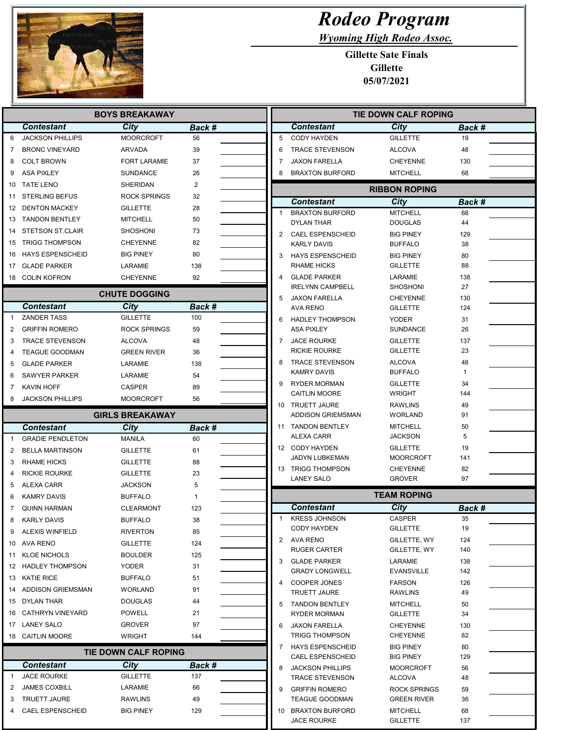# Rodeo Program

*Wyoming High Rodeo Assoc.*

**Gillette Sate Finals**
**Gillette**
**05/07/2021**

## BOYS BREAKAWAY

| | Contestant | City | Back # |
|---|---|---|---|
| 6 | JACKSON PHILLIPS | MOORCROFT | 56 |
| 7 | BRONC VINEYARD | ARVADA | 39 |
| 8 | COLT BROWN | FORT LARAMIE | 37 |
| 9 | ASA PIXLEY | SUNDANCE | 26 |
| 10 | TATE LENO | SHERIDAN | 2 |
| 11 | STERLING BEFUS | ROCK SPRINGS | 32 |
| 12 | DENTON MACKEY | GILLETTE | 28 |
| 13 | TANDON BENTLEY | MITCHELL | 50 |
| 14 | STETSON ST.CLAIR | SHOSHONI | 73 |
| 15 | TRIGG THOMPSON | CHEYENNE | 82 |
| 16 | HAYS ESPENSCHEID | BIG PINEY | 80 |
| 17 | GLADE PARKER | LARAMIE | 138 |
| 18 | COLIN KOFRON | CHEYENNE | 92 |

## CHUTE DOGGING

| | Contestant | City | Back # |
|---|---|---|---|
| 1 | ZANDER TASS | GILLETTE | 100 |
| 2 | GRIFFIN ROMERO | ROCK SPRINGS | 59 |
| 3 | TRACE STEVENSON | ALCOVA | 48 |
| 4 | TEAGUE GOODMAN | GREEN RIVER | 36 |
| 5 | GLADE PARKER | LARAMIE | 138 |
| 6 | SAWYER PARKER | LARAMIE | 54 |
| 7 | KAVIN HOFF | CASPER | 89 |
| 8 | JACKSON PHILLIPS | MOORCROFT | 56 |

## GIRLS BREAKAWAY

| | Contestant | City | Back # |
|---|---|---|---|
| 1 | GRADIE PENDLETON | MANILA | 60 |
| 2 | BELLA MARTINSON | GILLETTE | 61 |
| 3 | RHAME HICKS | GILLETTE | 88 |
| 4 | RICKIE ROURKE | GILLETTE | 23 |
| 5 | ALEXA CARR | JACKSON | 5 |
| 6 | KAMRY DAVIS | BUFFALO | 1 |
| 7 | QUINN HARMAN | CLEARMONT | 123 |
| 8 | KARLY DAVIS | BUFFALO | 38 |
| 9 | ALEXIS WINFIELD | RIVERTON | 85 |
| 10 | AVA RENO | GILLETTE | 124 |
| 11 | KLOE NICHOLS | BOULDER | 125 |
| 12 | HADLEY THOMPSON | YODER | 31 |
| 13 | KATIE RICE | BUFFALO | 51 |
| 14 | ADDISON GRIEMSMAN | WORLAND | 91 |
| 15 | DYLAN THAR | DOUGLAS | 44 |
| 16 | CATHRYN VINEYARD | POWELL | 21 |
| 17 | LANEY SALO | GROVER | 97 |
| 18 | CAITLIN MOORE | WRIGHT | 144 |

## TIE DOWN CALF ROPING

| | Contestant | City | Back # |
|---|---|---|---|
| 1 | JACE ROURKE | GILLETTE | 137 |
| 2 | JAMES COXBILL | LARAMIE | 66 |
| 3 | TRUETT JAURE | RAWLINS | 49 |
| 4 | CAEL ESPENSCHEID | BIG PINEY | 129 |
| 5 | CODY HAYDEN | GILLETTE | 19 |
| 6 | TRACE STEVENSON | ALCOVA | 48 |
| 7 | JAXON FARELLA | CHEYENNE | 130 |
| 8 | BRAXTON BURFORD | MITCHELL | 68 |

## RIBBON ROPING

| | Contestant | City | Back # |
|---|---|---|---|
| 1 | BRAXTON BURFORD | MITCHELL | 68 |
| | DYLAN THAR | DOUGLAS | 44 |
| 2 | CAEL ESPENSCHEID | BIG PINEY | 129 |
| | KARLY DAVIS | BUFFALO | 38 |
| 3 | HAYS ESPENSCHEID | BIG PINEY | 80 |
| | RHAME HICKS | GILLETTE | 88 |
| 4 | GLADE PARKER | LARAMIE | 138 |
| | IRELYNN CAMPBELL | SHOSHONI | 27 |
| 5 | JAXON FARELLA | CHEYENNE | 130 |
| | AVA RENO | GILLETTE | 124 |
| 6 | HADLEY THOMPSON | YODER | 31 |
| | ASA PIXLEY | SUNDANCE | 26 |
| 7 | JACE ROURKE | GILLETTE | 137 |
| | RICKIE ROURKE | GILLETTE | 23 |
| 8 | TRACE STEVENSON | ALCOVA | 48 |
| | KAMRY DAVIS | BUFFALO | 1 |
| 9 | RYDER MORMAN | GILLETTE | 34 |
| | CAITLIN MOORE | WRIGHT | 144 |
| 10 | TRUETT JAURE | RAWLINS | 49 |
| | ADDISON GRIEMSMAN | WORLAND | 91 |
| 11 | TANDON BENTLEY | MITCHELL | 50 |
| | ALEXA CARR | JACKSON | 5 |
| 12 | CODY HAYDEN | GILLETTE | 19 |
| | JADYN LUBKEMAN | MOORCROFT | 141 |
| 13 | TRIGG THOMPSON | CHEYENNE | 82 |
| | LANEY SALO | GROVER | 97 |

## TEAM ROPING

| | Contestant | City | Back # |
|---|---|---|---|
| 1 | KRESS JOHNSON | CASPER | 35 |
| | CODY HAYDEN | GILLETTE | 19 |
| 2 | AVA RENO | GILLETTE, WY | 124 |
| | RUGER CARTER | GILLETTE, WY | 140 |
| 3 | GLADE PARKER | LARAMIE | 138 |
| | GRADY LONGWELL | EVANSVILLE | 142 |
| 4 | COOPER JONES | FARSON | 126 |
| | TRUETT JAURE | RAWLINS | 49 |
| 5 | TANDON BENTLEY | MITCHELL | 50 |
| | RYDER MORMAN | GILLETTE | 34 |
| 6 | JAXON FARELLA | CHEYENNE | 130 |
| | TRIGG THOMPSON | CHEYENNE | 82 |
| 7 | HAYS ESPENSCHEID | BIG PINEY | 80 |
| | CAEL ESPENSCHEID | BIG PINEY | 129 |
| 8 | JACKSON PHILLIPS | MOORCROFT | 56 |
| | TRACE STEVENSON | ALCOVA | 48 |
| 9 | GRIFFIN ROMERO | ROCK SPRINGS | 59 |
| | TEAGUE GOODMAN | GREEN RIVER | 36 |
| 10 | BRAXTON BURFORD | MITCHELL | 68 |
| | JACE ROURKE | GILLETTE | 137 |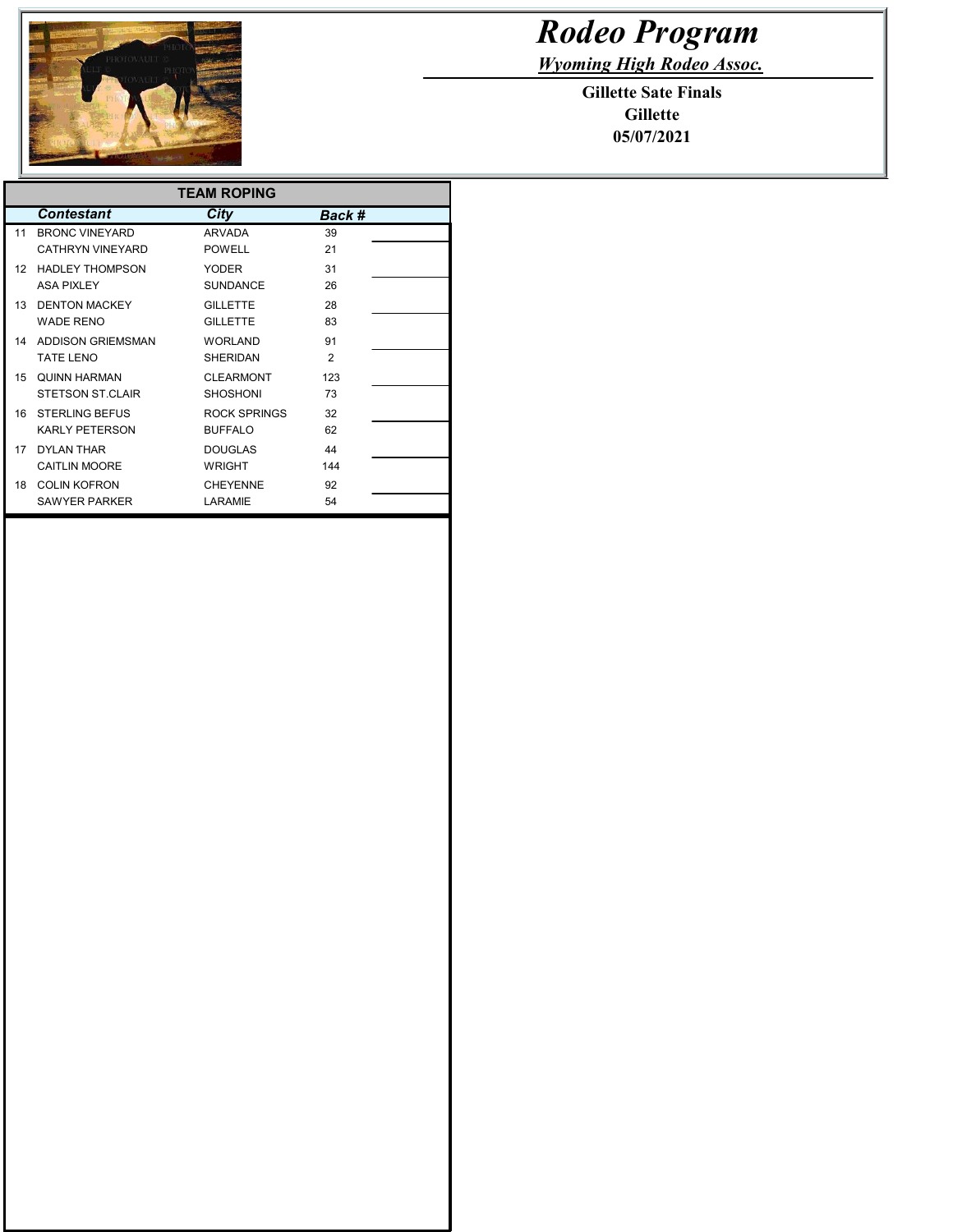# Rodeo Program

*Wyoming High Rodeo Assoc.*

**Gillette Sate Finals**
**Gillette**
**05/07/2021**

## TEAM ROPING

| | Contestant | City | Back # | |
|---|---|---|---|---|
| 11 | BRONC VINEYARD | ARVADA | 39 | |
| | CATHRYN VINEYARD | POWELL | 21 | |
| 12 | HADLEY THOMPSON | YODER | 31 | |
| | ASA PIXLEY | SUNDANCE | 26 | |
| 13 | DENTON MACKEY | GILLETTE | 28 | |
| | WADE RENO | GILLETTE | 83 | |
| 14 | ADDISON GRIEMSMAN | WORLAND | 91 | |
| | TATE LENO | SHERIDAN | 2 | |
| 15 | QUINN HARMAN | CLEARMONT | 123 | |
| | STETSON ST.CLAIR | SHOSHONI | 73 | |
| 16 | STERLING BEFUS | ROCK SPRINGS | 32 | |
| | KARLY PETERSON | BUFFALO | 62 | |
| 17 | DYLAN THAR | DOUGLAS | 44 | |
| | CAITLIN MOORE | WRIGHT | 144 | |
| 18 | COLIN KOFRON | CHEYENNE | 92 | |
| | SAWYER PARKER | LARAMIE | 54 | |